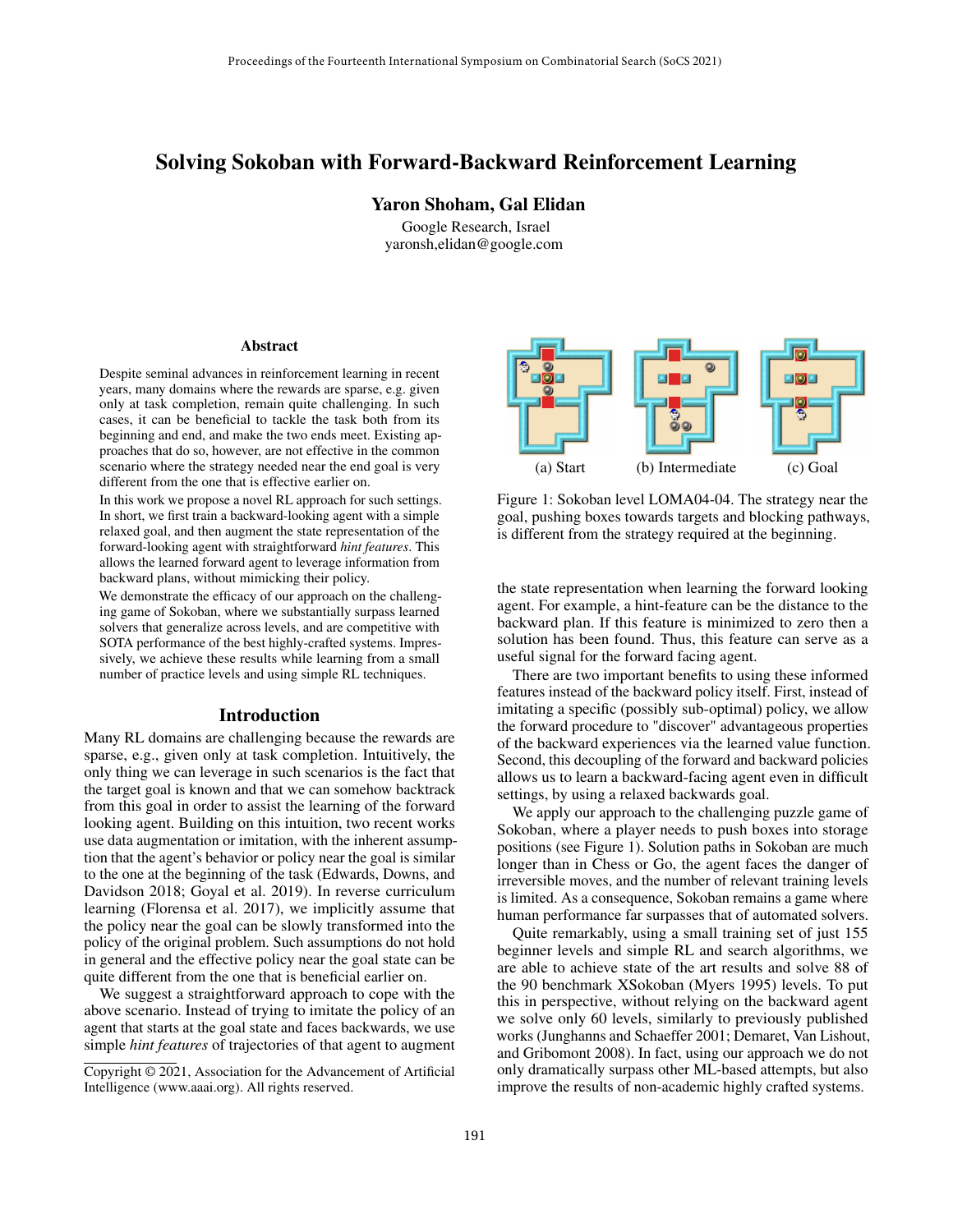# Solving Sokoban with Forward-Backward Reinforcement Learning

**Yaron Shoham, Gal Elidan**

Google Research, Israel
yaronsh,elidan@google.com

## Abstract

Despite seminal advances in reinforcement learning in recent years, many domains where the rewards are sparse, e.g. given only at task completion, remain quite challenging. In such cases, it can be beneficial to tackle the task both from its beginning and end, and make the two ends meet. Existing approaches that do so, however, are not effective in the common scenario where the strategy needed near the end goal is very different from the one that is effective earlier on.

In this work we propose a novel RL approach for such settings. In short, we first train a backward-looking agent with a simple relaxed goal, and then augment the state representation of the forward-looking agent with straightforward *hint features*. This allows the learned forward agent to leverage information from backward plans, without mimicking their policy.

We demonstrate the efficacy of our approach on the challenging game of Sokoban, where we substantially surpass learned solvers that generalize across levels, and are competitive with SOTA performance of the best highly-crafted systems. Impressively, we achieve these results while learning from a small number of practice levels and using simple RL techniques.

## Introduction

Many RL domains are challenging because the rewards are sparse, e.g., given only at task completion. Intuitively, the only thing we can leverage in such scenarios is the fact that the target goal is known and that we can somehow backtrack from this goal in order to assist the learning of the forward looking agent. Building on this intuition, two recent works use data augmentation or imitation, with the inherent assumption that the agent's behavior or policy near the goal is similar to the one at the beginning of the task (Edwards, Downs, and Davidson 2018; Goyal et al. 2019). In reverse curriculum learning (Florensa et al. 2017), we implicitly assume that the policy near the goal can be slowly transformed into the policy of the original problem. Such assumptions do not hold in general and the effective policy near the goal state can be quite different from the one that is beneficial earlier on.

We suggest a straightforward approach to cope with the above scenario. Instead of trying to imitate the policy of an agent that starts at the goal state and faces backwards, we use simple *hint features* of trajectories of that agent to augment the state representation when learning the forward looking agent. For example, a hint-feature can be the distance to the backward plan. If this feature is minimized to zero then a solution has been found. Thus, this feature can serve as a useful signal for the forward facing agent.

(a) Start (b) Intermediate (c) Goal

Figure 1: Sokoban level LOMA04-04. The strategy near the goal, pushing boxes towards targets and blocking pathways, is different from the strategy required at the beginning.

There are two important benefits to using these informed features instead of the backward policy itself. First, instead of imitating a specific (possibly sub-optimal) policy, we allow the forward procedure to "discover" advantageous properties of the backward experiences via the learned value function. Second, this decoupling of the forward and backward policies allows us to learn a backward-facing agent even in difficult settings, by using a relaxed backwards goal.

We apply our approach to the challenging puzzle game of Sokoban, where a player needs to push boxes into storage positions (see Figure 1). Solution paths in Sokoban are much longer than in Chess or Go, the agent faces the danger of irreversible moves, and the number of relevant training levels is limited. As a consequence, Sokoban remains a game where human performance far surpasses that of automated solvers.

Quite remarkably, using a small training set of just 155 beginner levels and simple RL and search algorithms, we are able to achieve state of the art results and solve 88 of the 90 benchmark XSokoban (Myers 1995) levels. To put this in perspective, without relying on the backward agent we solve only 60 levels, similarly to previously published works (Junghanns and Schaeffer 2001; Demaret, Van Lishout, and Gribomont 2008). In fact, using our approach we do not only dramatically surpass other ML-based attempts, but also improve the results of non-academic highly crafted systems.

Copyright © 2021, Association for the Advancement of Artificial Intelligence (www.aaai.org). All rights reserved.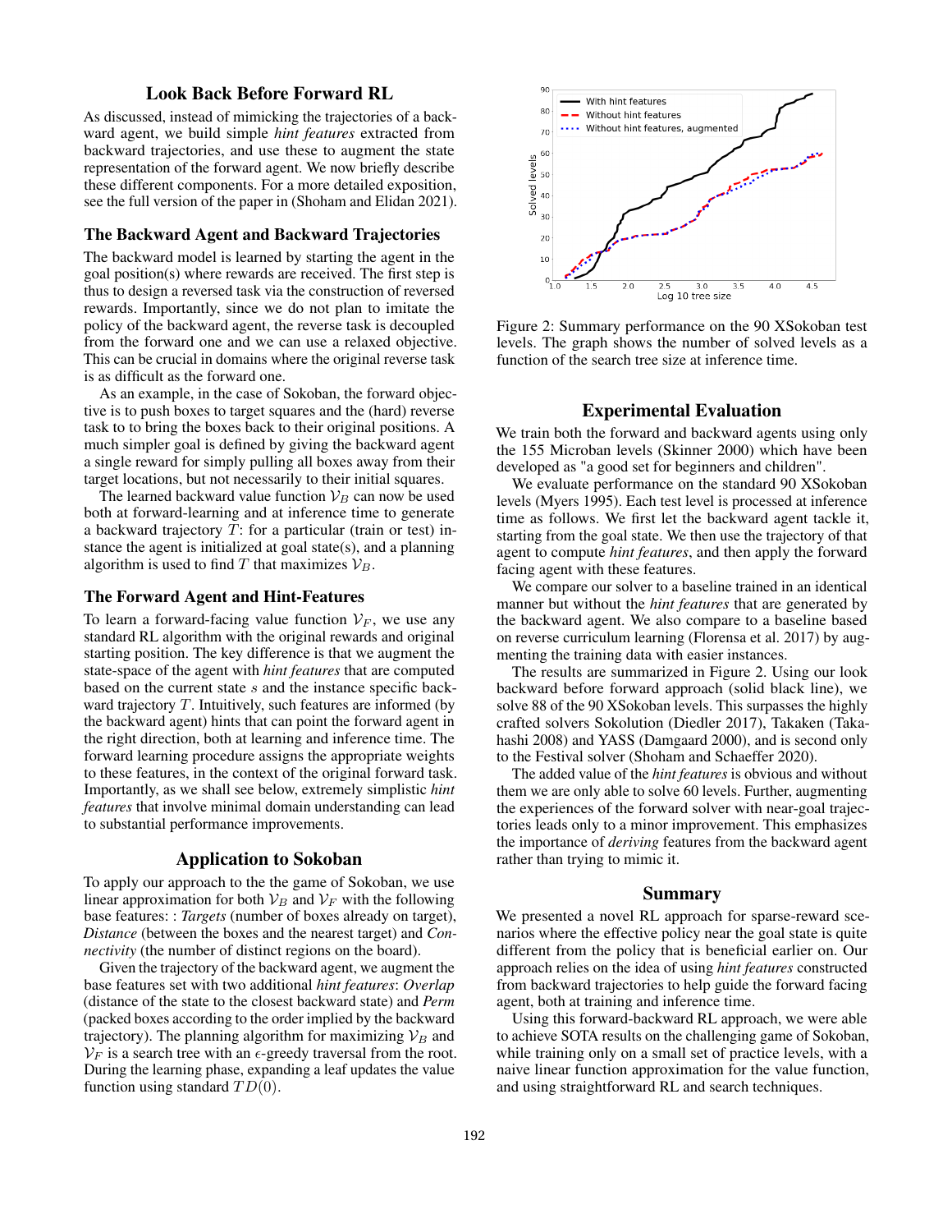## Look Back Before Forward RL

As discussed, instead of mimicking the trajectories of a backward agent, we build simple *hint features* extracted from backward trajectories, and use these to augment the state representation of the forward agent. We now briefly describe these different components. For a more detailed exposition, see the full version of the paper in (Shoham and Elidan 2021).

### The Backward Agent and Backward Trajectories

The backward model is learned by starting the agent in the goal position(s) where rewards are received. The first step is thus to design a reversed task via the construction of reversed rewards. Importantly, since we do not plan to imitate the policy of the backward agent, the reverse task is decoupled from the forward one and we can use a relaxed objective. This can be crucial in domains where the original reverse task is as difficult as the forward one.

As an example, in the case of Sokoban, the forward objective is to push boxes to target squares and the (hard) reverse task to to bring the boxes back to their original positions. A much simpler goal is defined by giving the backward agent a single reward for simply pulling all boxes away from their target locations, but not necessarily to their initial squares.

The learned backward value function $\mathcal{V}_B$ can now be used both at forward-learning and at inference time to generate a backward trajectory $T$: for a particular (train or test) instance the agent is initialized at goal state(s), and a planning algorithm is used to find $T$ that maximizes $\mathcal{V}_B$.

### The Forward Agent and Hint-Features

To learn a forward-facing value function $\mathcal{V}_F$, we use any standard RL algorithm with the original rewards and original starting position. The key difference is that we augment the state-space of the agent with *hint features* that are computed based on the current state $s$ and the instance specific backward trajectory $T$. Intuitively, such features are informed (by the backward agent) hints that can point the forward agent in the right direction, both at learning and inference time. The forward learning procedure assigns the appropriate weights to these features, in the context of the original forward task. Importantly, as we shall see below, extremely simplistic *hint features* that involve minimal domain understanding can lead to substantial performance improvements.

## Application to Sokoban

To apply our approach to the the game of Sokoban, we use linear approximation for both $\mathcal{V}_B$ and $\mathcal{V}_F$ with the following base features: : *Targets* (number of boxes already on target), *Distance* (between the boxes and the nearest target) and *Connectivity* (the number of distinct regions on the board).

Given the trajectory of the backward agent, we augment the base features set with two additional *hint features*: *Overlap* (distance of the state to the closest backward state) and *Perm* (packed boxes according to the order implied by the backward trajectory). The planning algorithm for maximizing $\mathcal{V}_B$ and $\mathcal{V}_F$ is a search tree with an $\epsilon$-greedy traversal from the root. During the learning phase, expanding a leaf updates the value function using standard $TD(0)$.

Figure 2: Summary performance on the 90 XSokoban test levels. The graph shows the number of solved levels as a function of the search tree size at inference time.

## Experimental Evaluation

We train both the forward and backward agents using only the 155 Microban levels (Skinner 2000) which have been developed as "a good set for beginners and children".

We evaluate performance on the standard 90 XSokoban levels (Myers 1995). Each test level is processed at inference time as follows. We first let the backward agent tackle it, starting from the goal state. We then use the trajectory of that agent to compute *hint features*, and then apply the forward facing agent with these features.

We compare our solver to a baseline trained in an identical manner but without the *hint features* that are generated by the backward agent. We also compare to a baseline based on reverse curriculum learning (Florensa et al. 2017) by augmenting the training data with easier instances.

The results are summarized in Figure 2. Using our look backward before forward approach (solid black line), we solve 88 of the 90 XSokoban levels. This surpasses the highly crafted solvers Sokolution (Diedler 2017), Takaken (Takahashi 2008) and YASS (Damgaard 2000), and is second only to the Festival solver (Shoham and Schaeffer 2020).

The added value of the *hint features* is obvious and without them we are only able to solve 60 levels. Further, augmenting the experiences of the forward solver with near-goal trajectories leads only to a minor improvement. This emphasizes the importance of *deriving* features from the backward agent rather than trying to mimic it.

## Summary

We presented a novel RL approach for sparse-reward scenarios where the effective policy near the goal state is quite different from the policy that is beneficial earlier on. Our approach relies on the idea of using *hint features* constructed from backward trajectories to help guide the forward facing agent, both at training and inference time.

Using this forward-backward RL approach, we were able to achieve SOTA results on the challenging game of Sokoban, while training only on a small set of practice levels, with a naive linear function approximation for the value function, and using straightforward RL and search techniques.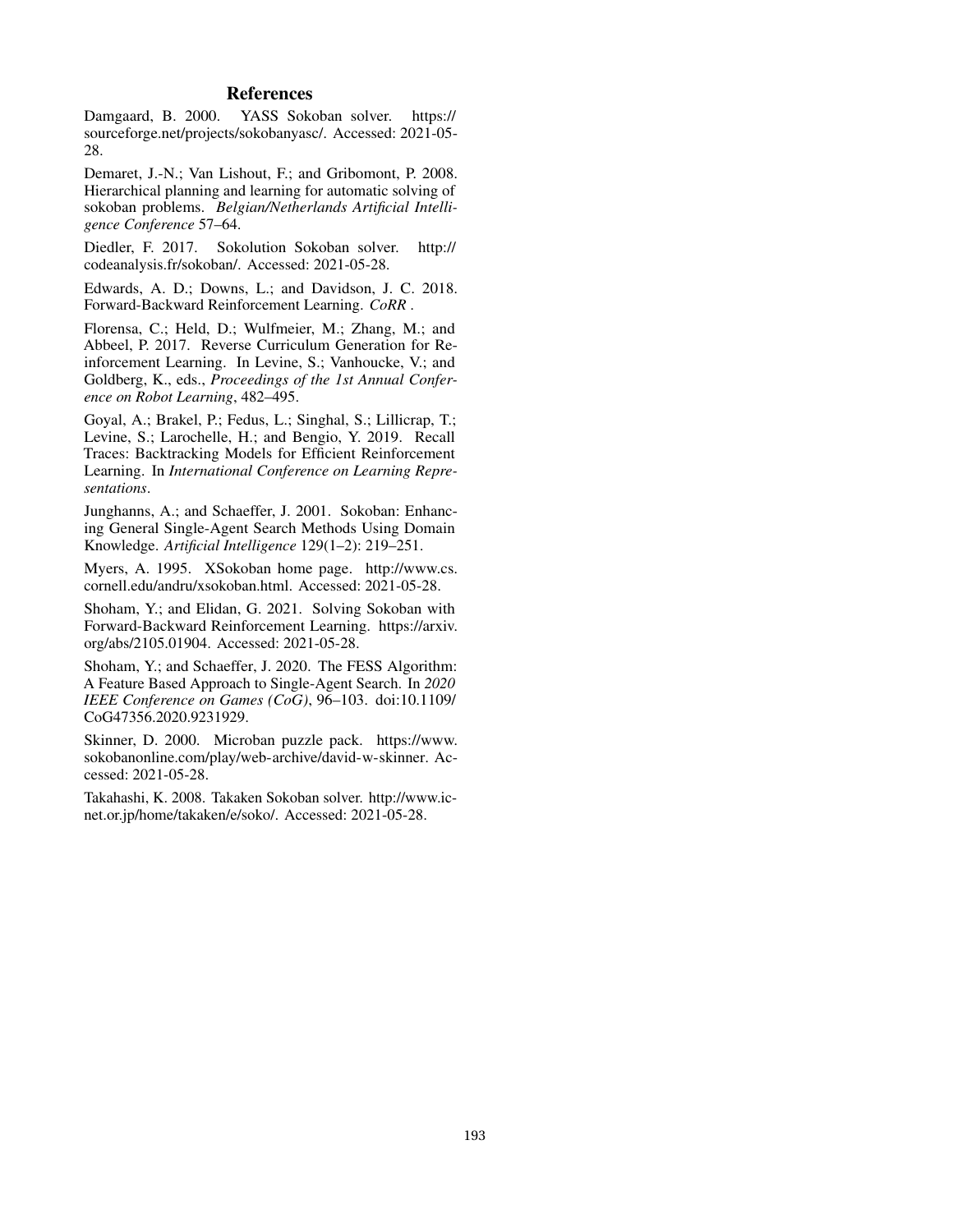## References

Damgaard, B. 2000. YASS Sokoban solver. https://sourceforge.net/projects/sokobanyasc/. Accessed: 2021-05-28.

Demaret, J.-N.; Van Lishout, F.; and Gribomont, P. 2008. Hierarchical planning and learning for automatic solving of sokoban problems. *Belgian/Netherlands Artificial Intelligence Conference* 57–64.

Diedler, F. 2017. Sokolution Sokoban solver. http://codeanalysis.fr/sokoban/. Accessed: 2021-05-28.

Edwards, A. D.; Downs, L.; and Davidson, J. C. 2018. Forward-Backward Reinforcement Learning. *CoRR* .

Florensa, C.; Held, D.; Wulfmeier, M.; Zhang, M.; and Abbeel, P. 2017. Reverse Curriculum Generation for Reinforcement Learning. In Levine, S.; Vanhoucke, V.; and Goldberg, K., eds., *Proceedings of the 1st Annual Conference on Robot Learning*, 482–495.

Goyal, A.; Brakel, P.; Fedus, L.; Singhal, S.; Lillicrap, T.; Levine, S.; Larochelle, H.; and Bengio, Y. 2019. Recall Traces: Backtracking Models for Efficient Reinforcement Learning. In *International Conference on Learning Representations*.

Junghanns, A.; and Schaeffer, J. 2001. Sokoban: Enhancing General Single-Agent Search Methods Using Domain Knowledge. *Artificial Intelligence* 129(1–2): 219–251.

Myers, A. 1995. XSokoban home page. http://www.cs.cornell.edu/andru/xsokoban.html. Accessed: 2021-05-28.

Shoham, Y.; and Elidan, G. 2021. Solving Sokoban with Forward-Backward Reinforcement Learning. https://arxiv.org/abs/2105.01904. Accessed: 2021-05-28.

Shoham, Y.; and Schaeffer, J. 2020. The FESS Algorithm: A Feature Based Approach to Single-Agent Search. In *2020 IEEE Conference on Games (CoG)*, 96–103. doi:10.1109/CoG47356.2020.9231929.

Skinner, D. 2000. Microban puzzle pack. https://www.sokobanonline.com/play/web-archive/david-w-skinner. Accessed: 2021-05-28.

Takahashi, K. 2008. Takaken Sokoban solver. http://www.ic-net.or.jp/home/takaken/e/soko/. Accessed: 2021-05-28.